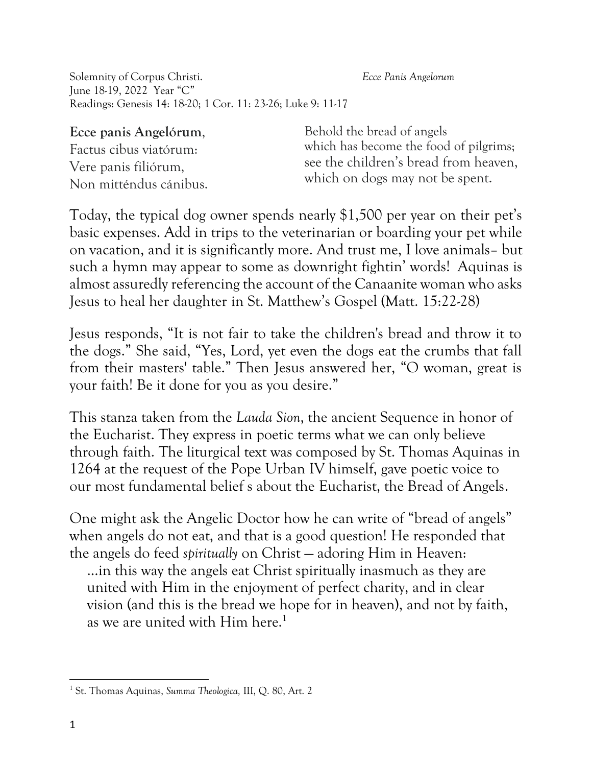Solemnity of Corpus Christi. *Ecce Panis Angelorum*
June 18-19, 2022 Year "C"
Readings: Genesis 14: 18-20; 1 Cor. 11: 23-26; Luke 9: 11-17

| | |
|---|---|
| **Ecce panis Angelórum**, | Behold the bread of angels |
| Factus cibus viatórum: | which has become the food of pilgrims; |
| Vere panis filiórum, | see the children's bread from heaven, |
| Non mitténdus cánibus. | which on dogs may not be spent. |

Today, the typical dog owner spends nearly $1,500 per year on their pet's basic expenses. Add in trips to the veterinarian or boarding your pet while on vacation, and it is significantly more. And trust me, I love animals– but such a hymn may appear to some as downright fightin' words! Aquinas is almost assuredly referencing the account of the Canaanite woman who asks Jesus to heal her daughter in St. Matthew's Gospel (Matt. 15:22-28)

Jesus responds, "It is not fair to take the children's bread and throw it to the dogs." She said, "Yes, Lord, yet even the dogs eat the crumbs that fall from their masters' table." Then Jesus answered her, "O woman, great is your faith! Be it done for you as you desire."

This stanza taken from the *Lauda Sion*, the ancient Sequence in honor of the Eucharist. They express in poetic terms what we can only believe through faith. The liturgical text was composed by St. Thomas Aquinas in 1264 at the request of the Pope Urban IV himself, gave poetic voice to our most fundamental belief s about the Eucharist, the Bread of Angels.

One might ask the Angelic Doctor how he can write of "bread of angels" when angels do not eat, and that is a good question! He responded that the angels do feed *spiritually* on Christ — adoring Him in Heaven:

> …in this way the angels eat Christ spiritually inasmuch as they are united with Him in the enjoyment of perfect charity, and in clear vision (and this is the bread we hope for in heaven), and not by faith, as we are united with Him here.[1]

[1] St. Thomas Aquinas, *Summa Theologica,* III, Q. 80, Art. 2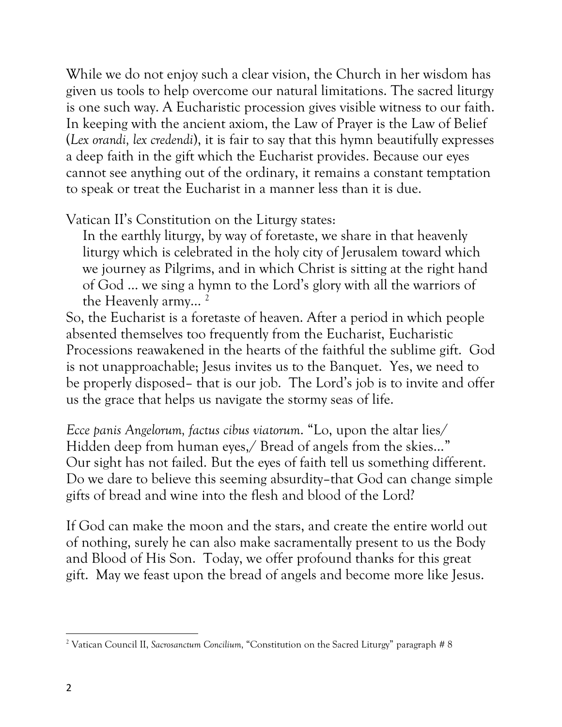While we do not enjoy such a clear vision, the Church in her wisdom has given us tools to help overcome our natural limitations. The sacred liturgy is one such way. A Eucharistic procession gives visible witness to our faith. In keeping with the ancient axiom, the Law of Prayer is the Law of Belief (*Lex orandi, lex credendi*), it is fair to say that this hymn beautifully expresses a deep faith in the gift which the Eucharist provides. Because our eyes cannot see anything out of the ordinary, it remains a constant temptation to speak or treat the Eucharist in a manner less than it is due.

Vatican II's Constitution on the Liturgy states:

> In the earthly liturgy, by way of foretaste, we share in that heavenly liturgy which is celebrated in the holy city of Jerusalem toward which we journey as Pilgrims, and in which Christ is sitting at the right hand of God … we sing a hymn to the Lord's glory with all the warriors of the Heavenly army… [2]

So, the Eucharist is a foretaste of heaven. After a period in which people absented themselves too frequently from the Eucharist, Eucharistic Processions reawakened in the hearts of the faithful the sublime gift. God is not unapproachable; Jesus invites us to the Banquet. Yes, we need to be properly disposed– that is our job. The Lord's job is to invite and offer us the grace that helps us navigate the stormy seas of life.

*Ecce panis Angelorum, factus cibus viatorum.* "Lo, upon the altar lies/ Hidden deep from human eyes,/ Bread of angels from the skies…" Our sight has not failed. But the eyes of faith tell us something different. Do we dare to believe this seeming absurdity–that God can change simple gifts of bread and wine into the flesh and blood of the Lord?

If God can make the moon and the stars, and create the entire world out of nothing, surely he can also make sacramentally present to us the Body and Blood of His Son. Today, we offer profound thanks for this great gift. May we feast upon the bread of angels and become more like Jesus.

---

[2] Vatican Council II, *Sacrosanctum Concilium,* "Constitution on the Sacred Liturgy" paragraph # 8